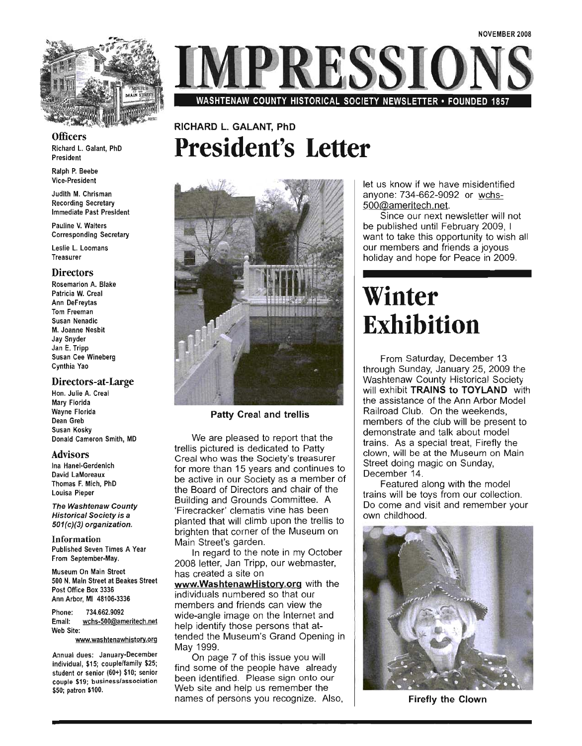NOVEMBER 2008

# IMPRESSIONS

WASHTENAW COUNTY HISTORICAL SOCIETY NEWSLETTER • FOUNDED 1857

**Officers**

Richard L. Galant, PhD
President

Ralph P. Beebe
Vice-President

Judith M. Chrisman
Recording Secretary
Immediate Past President

Pauline V. Walters
Corresponding Secretary

Leslie L. Loomans
Treasurer

**Directors**

Rosemarion A. Blake
Patricia W. Creal
Ann DeFreytas
Tom Freeman
Susan Nenadic
M. Joanne Nesbit
Jay Snyder
Jan E. Tripp
Susan Cee Wineberg
Cynthia Yao

**Directors-at-Large**

Hon. Julie A. Creal
Mary Florida
Wayne Florida
Dean Greb
Susan Kosky
Donald Cameron Smith, MD

**Advisors**

Ina Hanel-Gerdenich
David LaMoreaux
Thomas F. Mich, PhD
Louisa Pieper

*The Washtenaw County Historical Society is a 501(c)(3) organization.*

**Information**

Published Seven Times A Year From September-May.

Museum On Main Street
500 N. Main Street at Beakes Street
Post Office Box 3336
Ann Arbor, MI 48106-3336

Phone: 734.662.9092
Email: wchs-500@ameritech.net
Web Site: www.washtenawhistory.org

Annual dues: January-December individual, $15; couple/family $25; student or senior (60+) $10; senior couple $19; business/association $50; patron $100.

RICHARD L. GALANT, PhD

# President's Letter

**Patty Creal and trellis**

We are pleased to report that the trellis pictured is dedicated to Patty Creal who was the Society's treasurer for more than 15 years and continues to be active in our Society as a member of the Board of Directors and chair of the Building and Grounds Committee. A 'Firecracker' clematis vine has been planted that will climb upon the trellis to brighten that corner of the Museum on Main Street's garden.

In regard to the note in my October 2008 letter, Jan Tripp, our webmaster, has created a site on **www.WashtenawHistory.org** with the individuals numbered so that our members and friends can view the wide-angle image on the Internet and help identify those persons that attended the Museum's Grand Opening in May 1999.

On page 7 of this issue you will find some of the people have already been identified. Please sign onto our Web site and help us remember the names of persons you recognize. Also, let us know if we have misidentified anyone: 734-662-9092 or wchs-500@ameritech.net.

Since our next newsletter will not be published until February 2009, I want to take this opportunity to wish all our members and friends a joyous holiday and hope for Peace in 2009.

# Winter Exhibition

From Saturday, December 13 through Sunday, January 25, 2009 the Washtenaw County Historical Society will exhibit **TRAINS to TOYLAND** with the assistance of the Ann Arbor Model Railroad Club. On the weekends, members of the club will be present to demonstrate and talk about model trains. As a special treat, Firefly the clown, will be at the Museum on Main Street doing magic on Sunday, December 14.

Featured along with the model trains will be toys from our collection. Do come and visit and remember your own childhood.

**Firefly the Clown**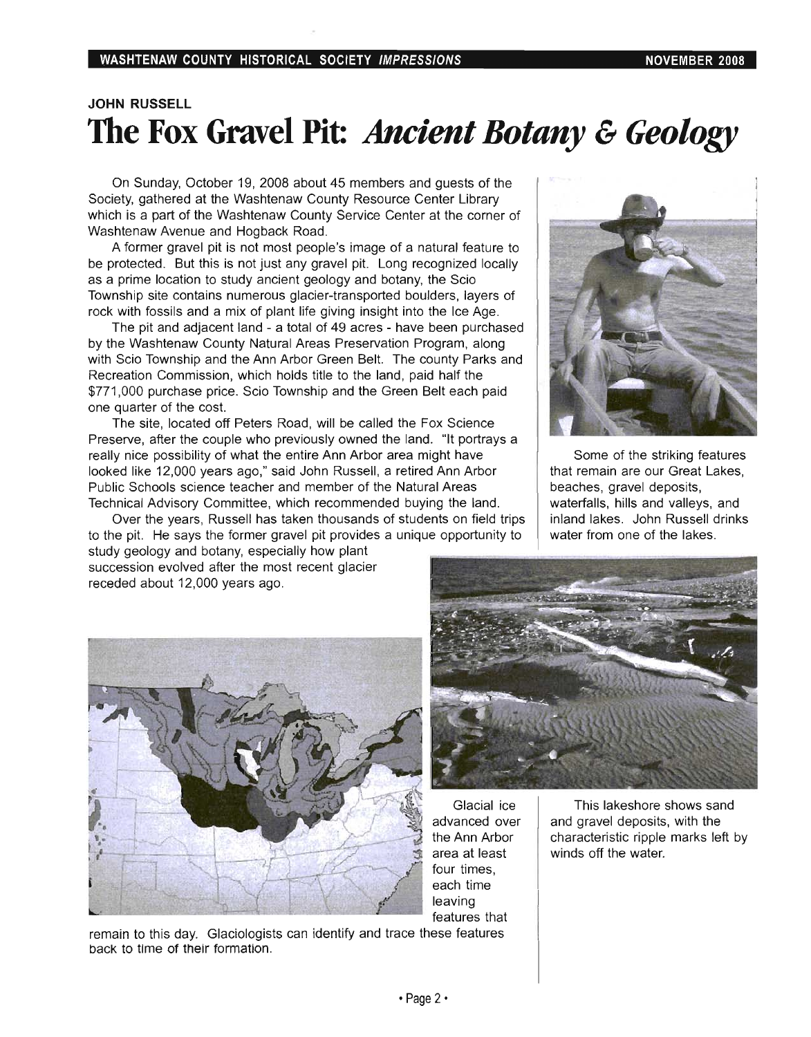JOHN RUSSELL

# The Fox Gravel Pit: *Ancient Botany & Geology*

On Sunday, October 19, 2008 about 45 members and guests of the Society, gathered at the Washtenaw County Resource Center Library which is a part of the Washtenaw County Service Center at the corner of Washtenaw Avenue and Hogback Road.

A former gravel pit is not most people's image of a natural feature to be protected. But this is not just any gravel pit. Long recognized locally as a prime location to study ancient geology and botany, the Scio Township site contains numerous glacier-transported boulders, layers of rock with fossils and a mix of plant life giving insight into the Ice Age.

The pit and adjacent land - a total of 49 acres - have been purchased by the Washtenaw County Natural Areas Preservation Program, along with Scio Township and the Ann Arbor Green Belt. The county Parks and Recreation Commission, which holds title to the land, paid half the $771,000 purchase price. Scio Township and the Green Belt each paid one quarter of the cost.

The site, located off Peters Road, will be called the Fox Science Preserve, after the couple who previously owned the land. "It portrays a really nice possibility of what the entire Ann Arbor area might have looked like 12,000 years ago," said John Russell, a retired Ann Arbor Public Schools science teacher and member of the Natural Areas Technical Advisory Committee, which recommended buying the land.

Over the years, Russell has taken thousands of students on field trips to the pit. He says the former gravel pit provides a unique opportunity to study geology and botany, especially how plant succession evolved after the most recent glacier receded about 12,000 years ago.

Some of the striking features that remain are our Great Lakes, beaches, gravel deposits, waterfalls, hills and valleys, and inland lakes. John Russell drinks water from one of the lakes.

Glacial ice advanced over the Ann Arbor area at least four times, each time leaving features that remain to this day. Glaciologists can identify and trace these features back to time of their formation.

This lakeshore shows sand and gravel deposits, with the characteristic ripple marks left by winds off the water.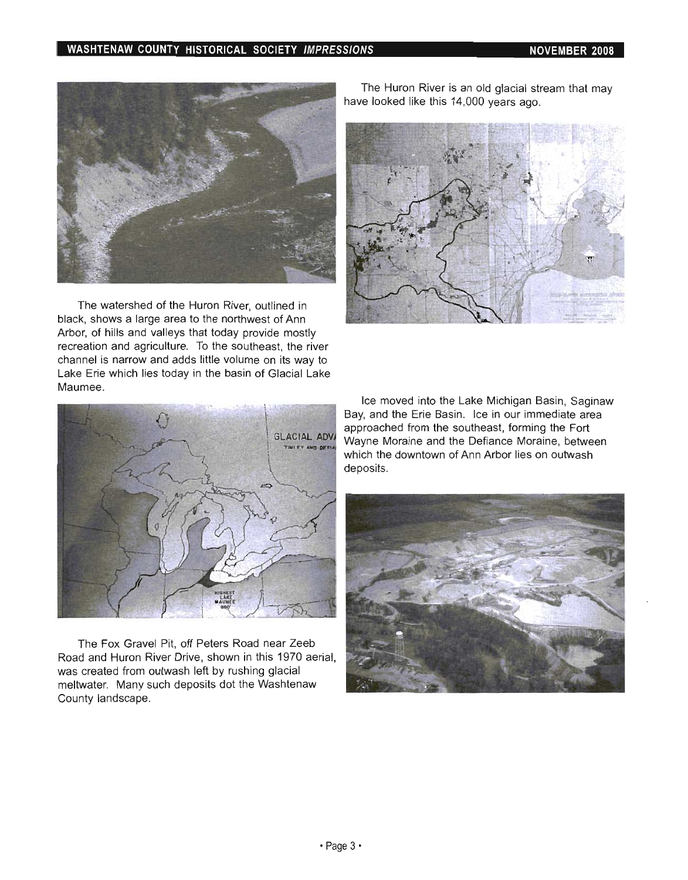The Huron River is an old glacial stream that may have looked like this 14,000 years ago.

The watershed of the Huron River, outlined in black, shows a large area to the northwest of Ann Arbor, of hills and valleys that today provide mostly recreation and agriculture. To the southeast, the river channel is narrow and adds little volume on its way to Lake Erie which lies today in the basin of Glacial Lake Maumee.

Ice moved into the Lake Michigan Basin, Saginaw Bay, and the Erie Basin. Ice in our immediate area approached from the southeast, forming the Fort Wayne Moraine and the Defiance Moraine, between which the downtown of Ann Arbor lies on outwash deposits.

The Fox Gravel Pit, off Peters Road near Zeeb Road and Huron River Drive, shown in this 1970 aerial, was created from outwash left by rushing glacial meltwater. Many such deposits dot the Washtenaw County landscape.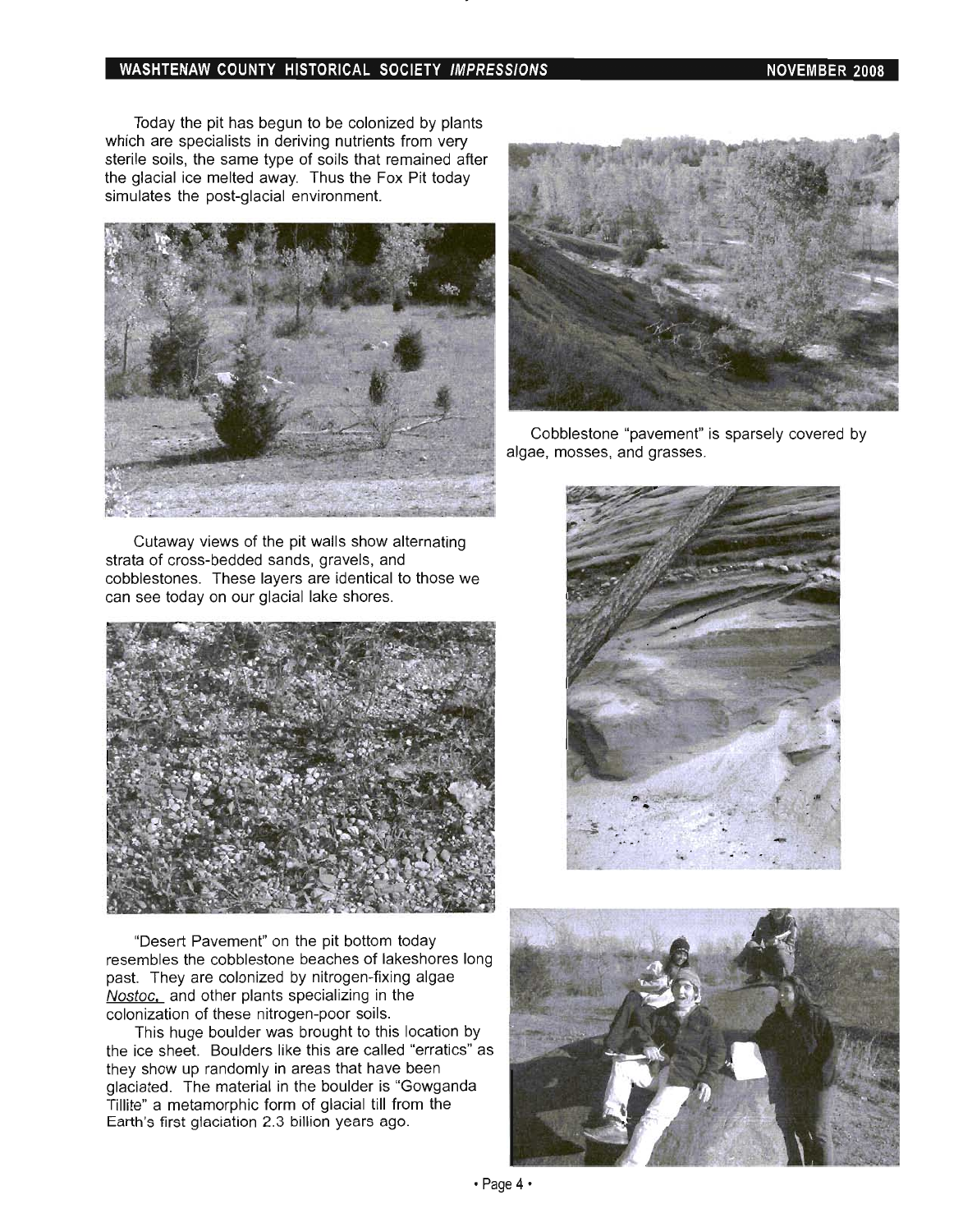Today the pit has begun to be colonized by plants which are specialists in deriving nutrients from very sterile soils, the same type of soils that remained after the glacial ice melted away. Thus the Fox Pit today simulates the post-glacial environment.

Cobblestone "pavement" is sparsely covered by algae, mosses, and grasses.

Cutaway views of the pit walls show alternating strata of cross-bedded sands, gravels, and cobblestones. These layers are identical to those we can see today on our glacial lake shores.

"Desert Pavement" on the pit bottom today resembles the cobblestone beaches of lakeshores long past. They are colonized by nitrogen-fixing algae _Nostoc,_ and other plants specializing in the colonization of these nitrogen-poor soils.

This huge boulder was brought to this location by the ice sheet. Boulders like this are called "erratics" as they show up randomly in areas that have been glaciated. The material in the boulder is "Gowganda Tillite" a metamorphic form of glacial till from the Earth's first glaciation 2.3 billion years ago.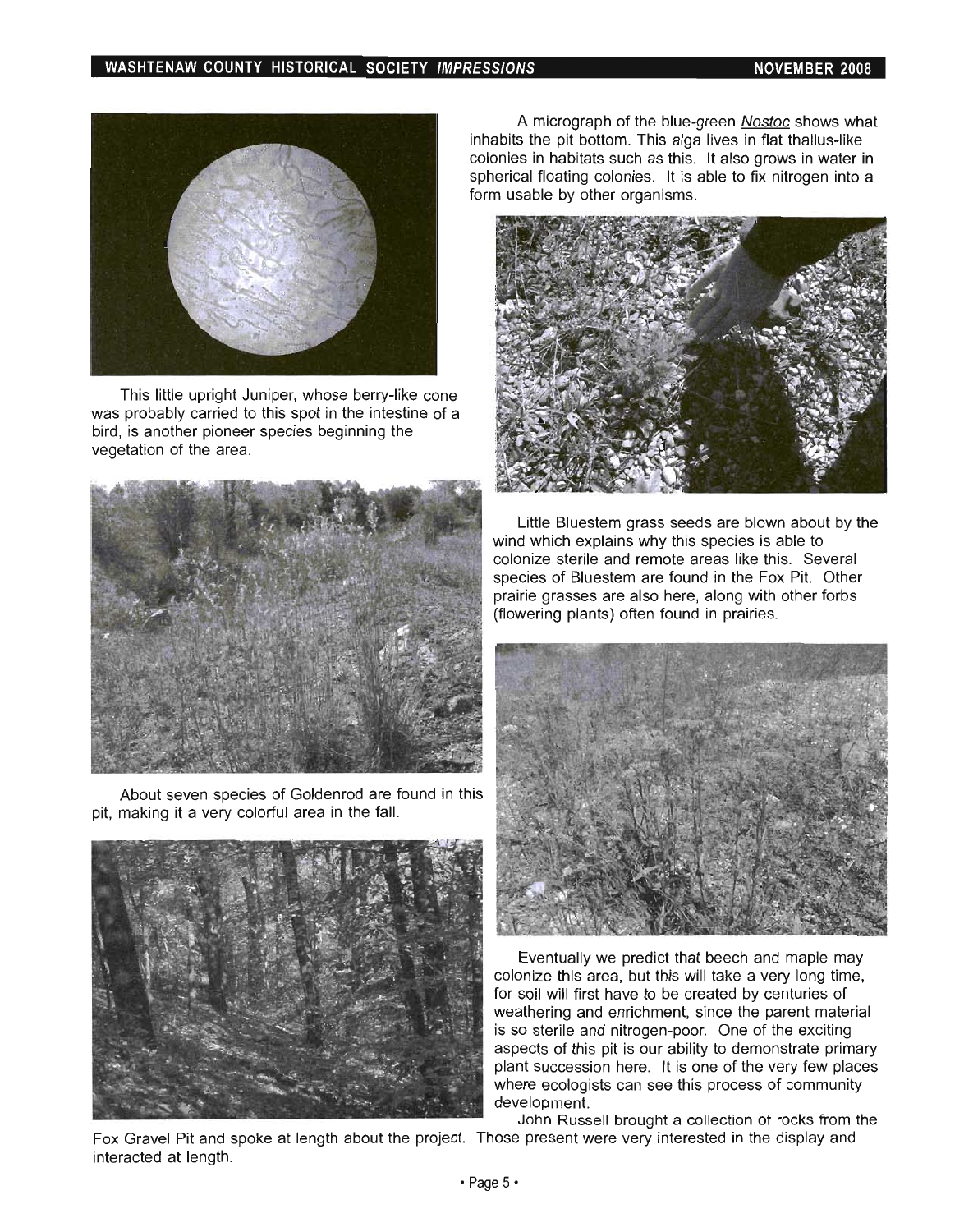A micrograph of the blue-green *Nostoc* shows what inhabits the pit bottom. This alga lives in flat thallus-like colonies in habitats such as this. It also grows in water in spherical floating colonies. It is able to fix nitrogen into a form usable by other organisms.

This little upright Juniper, whose berry-like cone was probably carried to this spot in the intestine of a bird, is another pioneer species beginning the vegetation of the area.

Little Bluestem grass seeds are blown about by the wind which explains why this species is able to colonize sterile and remote areas like this. Several species of Bluestem are found in the Fox Pit. Other prairie grasses are also here, along with other forbs (flowering plants) often found in prairies.

About seven species of Goldenrod are found in this pit, making it a very colorful area in the fall.

Eventually we predict that beech and maple may colonize this area, but this will take a very long time, for soil will first have to be created by centuries of weathering and enrichment, since the parent material is so sterile and nitrogen-poor. One of the exciting aspects of this pit is our ability to demonstrate primary plant succession here. It is one of the very few places where ecologists can see this process of community development.

John Russell brought a collection of rocks from the Fox Gravel Pit and spoke at length about the project. Those present were very interested in the display and interacted at length.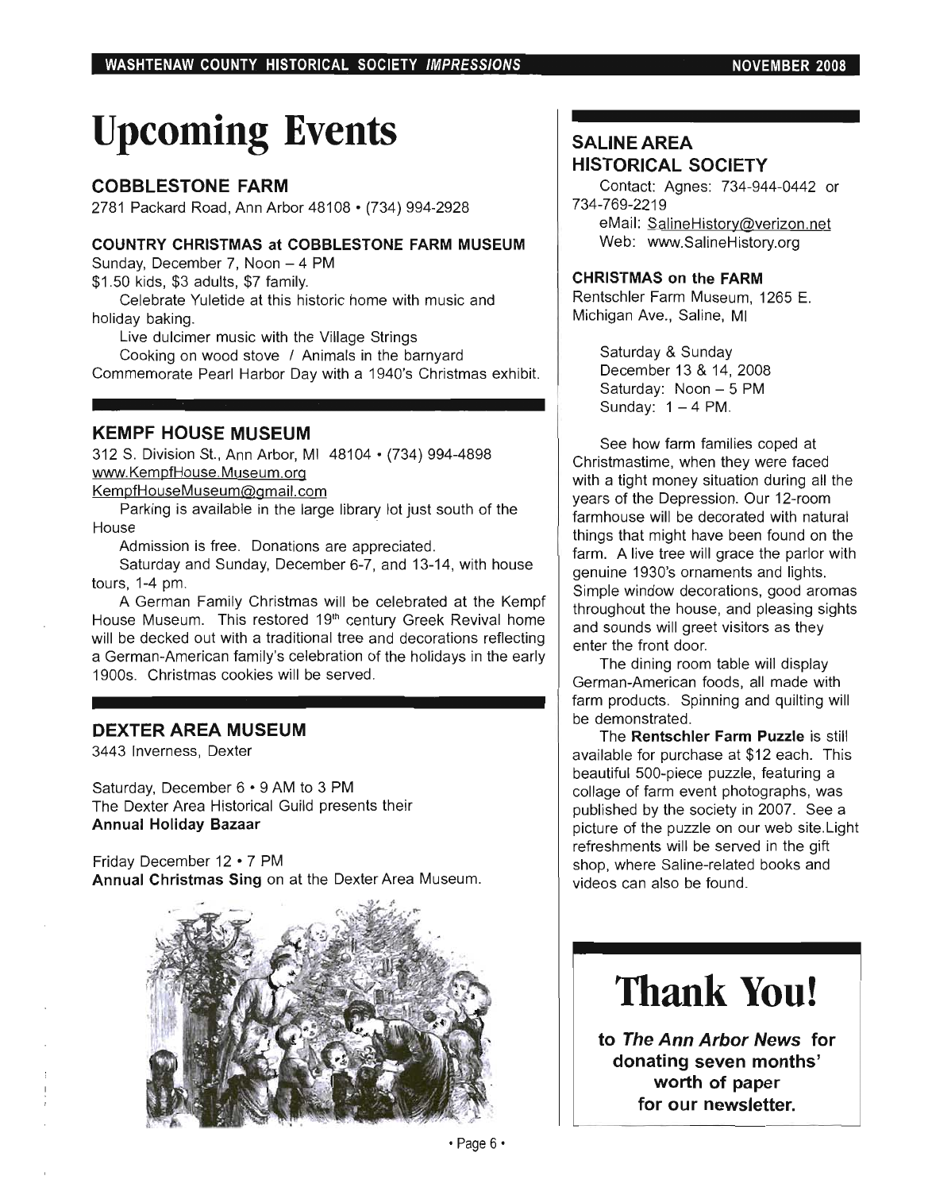# Upcoming Events

## COBBLESTONE FARM

2781 Packard Road, Ann Arbor 48108 • (734) 994-2928

### COUNTRY CHRISTMAS at COBBLESTONE FARM MUSEUM

Sunday, December 7, Noon – 4 PM

$1.50 kids, $3 adults, $7 family.

Celebrate Yuletide at this historic home with music and holiday baking.

Live dulcimer music with the Village Strings

Cooking on wood stove / Animals in the barnyard

Commemorate Pearl Harbor Day with a 1940's Christmas exhibit.

## KEMPF HOUSE MUSEUM

312 S. Division St., Ann Arbor, MI 48104 • (734) 994-4898

www.KempfHouse.Museum.org

KempfHouseMuseum@gmail.com

Parking is available in the large library lot just south of the House

Admission is free. Donations are appreciated.

Saturday and Sunday, December 6-7, and 13-14, with house tours, 1-4 pm.

A German Family Christmas will be celebrated at the Kempf House Museum. This restored 19th century Greek Revival home will be decked out with a traditional tree and decorations reflecting a German-American family's celebration of the holidays in the early 1900s. Christmas cookies will be served.

## DEXTER AREA MUSEUM

3443 Inverness, Dexter

Saturday, December 6 • 9 AM to 3 PM

The Dexter Area Historical Guild presents their **Annual Holiday Bazaar**

Friday December 12 • 7 PM

**Annual Christmas Sing** on at the Dexter Area Museum.

## SALINE AREA HISTORICAL SOCIETY

Contact: Agnes: 734-944-0442 or 734-769-2219

eMail: SalineHistory@verizon.net

Web: www.SalineHistory.org

### CHRISTMAS on the FARM

Rentschler Farm Museum, 1265 E. Michigan Ave., Saline, MI

Saturday & Sunday
December 13 & 14, 2008
Saturday: Noon – 5 PM
Sunday: 1 – 4 PM.

See how farm families coped at Christmastime, when they were faced with a tight money situation during all the years of the Depression. Our 12-room farmhouse will be decorated with natural things that might have been found on the farm. A live tree will grace the parlor with genuine 1930's ornaments and lights. Simple window decorations, good aromas throughout the house, and pleasing sights and sounds will greet visitors as they enter the front door.

The dining room table will display German-American foods, all made with farm products. Spinning and quilting will be demonstrated.

The **Rentschler Farm Puzzle** is still available for purchase at $12 each. This beautiful 500-piece puzzle, featuring a collage of farm event photographs, was published by the society in 2007. See a picture of the puzzle on our web site.Light refreshments will be served in the gift shop, where Saline-related books and videos can also be found.

# Thank You!

**to *The Ann Arbor News* for donating seven months' worth of paper for our newsletter.**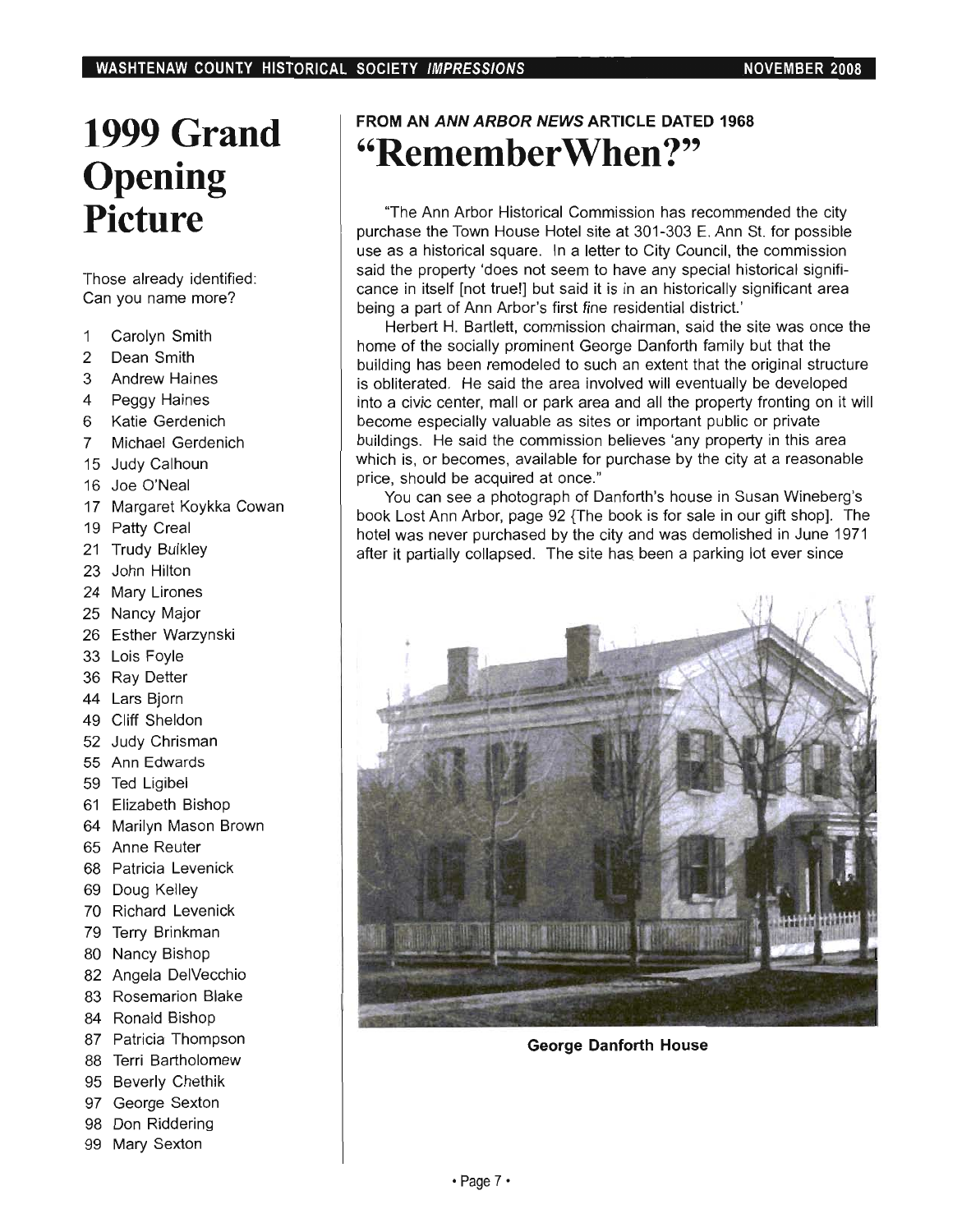# 1999 Grand Opening Picture

Those already identified: Can you name more?

1 Carolyn Smith
2 Dean Smith
3 Andrew Haines
4 Peggy Haines
6 Katie Gerdenich
7 Michael Gerdenich
15 Judy Calhoun
16 Joe O'Neal
17 Margaret Koykka Cowan
19 Patty Creal
21 Trudy Bulkley
23 John Hilton
24 Mary Lirones
25 Nancy Major
26 Esther Warzynski
33 Lois Foyle
36 Ray Detter
44 Lars Bjorn
49 Cliff Sheldon
52 Judy Chrisman
55 Ann Edwards
59 Ted Ligibel
61 Elizabeth Bishop
64 Marilyn Mason Brown
65 Anne Reuter
68 Patricia Levenick
69 Doug Kelley
70 Richard Levenick
79 Terry Brinkman
80 Nancy Bishop
82 Angela DelVecchio
83 Rosemarion Blake
84 Ronald Bishop
87 Patricia Thompson
88 Terri Bartholomew
95 Beverly Chethik
97 George Sexton
98 Don Riddering
99 Mary Sexton

#### FROM AN *ANN ARBOR NEWS* ARTICLE DATED 1968

# "RememberWhen?"

"The Ann Arbor Historical Commission has recommended the city purchase the Town House Hotel site at 301-303 E. Ann St. for possible use as a historical square. In a letter to City Council, the commission said the property 'does not seem to have any special historical significance in itself [not true!] but said it is in an historically significant area being a part of Ann Arbor's first fine residential district.'

Herbert H. Bartlett, commission chairman, said the site was once the home of the socially prominent George Danforth family but that the building has been remodeled to such an extent that the original structure is obliterated. He said the area involved will eventually be developed into a civic center, mall or park area and all the property fronting on it will become especially valuable as sites or important public or private buildings. He said the commission believes 'any property in this area which is, or becomes, available for purchase by the city at a reasonable price, should be acquired at once."

You can see a photograph of Danforth's house in Susan Wineberg's book Lost Ann Arbor, page 92 {The book is for sale in our gift shop]. The hotel was never purchased by the city and was demolished in June 1971 after it partially collapsed. The site has been a parking lot ever since

**George Danforth House**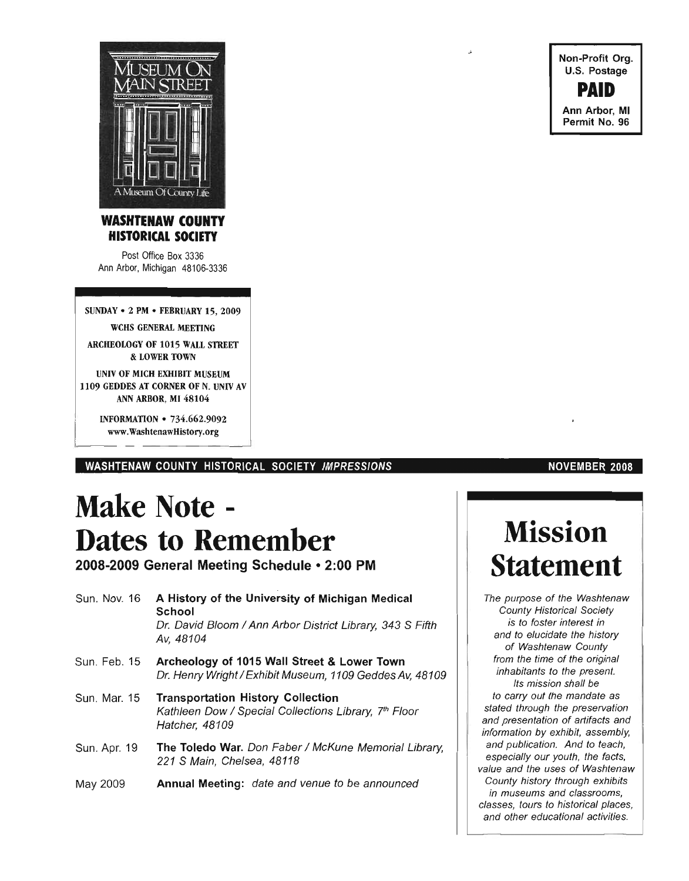MUSEUM ON MAIN STREET

A Museum Of County Life

**WASHTENAW COUNTY HISTORICAL SOCIETY**

Post Office Box 3336
Ann Arbor, Michigan 48106-3336

Non-Profit Org.
U.S. Postage
**PAID**
Ann Arbor, MI
Permit No. 96

SUNDAY • 2 PM • FEBRUARY 15, 2009

WCHS GENERAL MEETING

ARCHEOLOGY OF 1015 WALL STREET & LOWER TOWN

UNIV OF MICH EXHIBIT MUSEUM
1109 GEDDES AT CORNER OF N. UNIV AV
ANN ARBOR, MI 48104

INFORMATION • 734.662.9092
www.WashtenawHistory.org

WASHTENAW COUNTY HISTORICAL SOCIETY *IMPRESSIONS* — NOVEMBER 2008

# Make Note - Dates to Remember

**2008-2009 General Meeting Schedule • 2:00 PM**

| | |
|---|---|
| Sun. Nov. 16 | **A History of the University of Michigan Medical School** *Dr. David Bloom / Ann Arbor District Library, 343 S Fifth Av, 48104* |
| Sun. Feb. 15 | **Archeology of 1015 Wall Street & Lower Town** *Dr. Henry Wright / Exhibit Museum, 1109 Geddes Av, 48109* |
| Sun. Mar. 15 | **Transportation History Collection** *Kathleen Dow / Special Collections Library, 7th Floor Hatcher, 48109* |
| Sun. Apr. 19 | **The Toledo War.** *Don Faber / McKune Memorial Library, 221 S Main, Chelsea, 48118* |
| May 2009 | **Annual Meeting:** *date and venue to be announced* |

# Mission Statement

*The purpose of the Washtenaw County Historical Society is to foster interest in and to elucidate the history of Washtenaw County from the time of the original inhabitants to the present. Its mission shall be to carry out the mandate as stated through the preservation and presentation of artifacts and information by exhibit, assembly, and publication. And to teach, especially our youth, the facts, value and the uses of Washtenaw County history through exhibits in museums and classrooms, classes, tours to historical places, and other educational activities.*